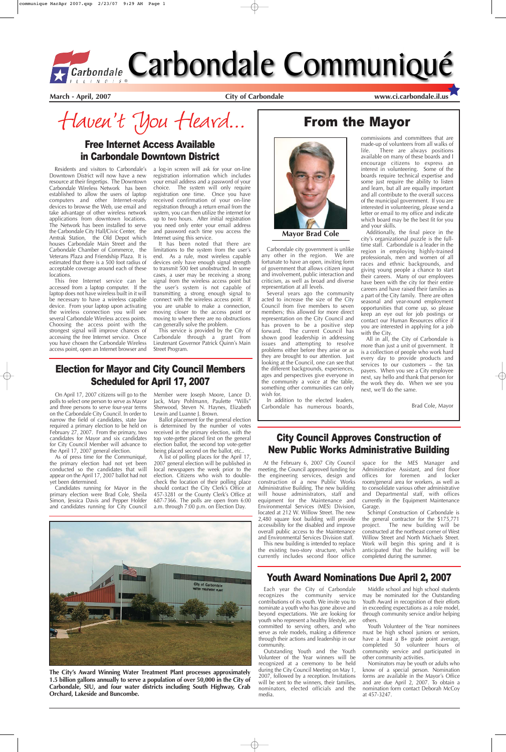# Carbondale Communiqué

**March - April, 2007** | **City of Carbondale** | **www.ci.carbondale.il.us**

## Haven't You Heard...

## Free Internet Access Available in Carbondale Downtown District

Residents and visitors to Carbondale's Downtown District will now have a new resource at their fingertips. The Downtown Carbondale Wireless Network has been established to allow the users of laptop computers and other Internet-ready devices to browse the Web, use email and take advantage of other wireless network applications from downtown locations. The Network has been installed to serve the Carbondale City Hall/Civic Center, the Amtrak Station, the Old Depot which houses Carbondale Main Street and the Carbondale Chamber of Commerce, the Veterans Plaza and Friendship Plaza. It is estimated that there is a 500 foot radius of acceptable coverage around each of these locations.

This free Internet service can be accessed from a laptop computer. If the laptop does not have wireless built in it will be necessary to have a wireless capable device. From your laptop upon activating the wireless connection you will see several Carbondale Wireless access points. Choosing the access point with the strongest signal will improve chances of accessing the free Internet service. Once you have chosen the Carbondale Wireless access point, open an Internet browser and a log-in screen will ask for your on-line registration information which includes your email address and a password of your choice. The system will only require registration one time. Once you have received confirmation of your on-line registration through a return email from the system, you can then utilize the internet for up to two hours. After initial registration you need only enter your email address and password each time you access the Internet using this service.

It has been noted that there are limitations to the system from the user's end. As a rule, most wireless capable devices only have enough signal strength to transmit 500 feet unobstructed. In some cases, a user may be receiving a strong signal from the wireless access point but the user's system is not capable of transmitting a strong enough signal to connect with the wireless access point. If you are unable to make a connection, moving closer to the access point or moving to where there are no obstructions can generally solve the problem.

This service is provided by the City of Carbondale through a grant from Lieutenant Governor Patrick Quinn's Main Street Program.

## From the Mayor

Mayor Brad Cole

Carbondale city government is unlike any other in the region. We are fortunate to have an open, inviting form of government that allows citizen input and involvement, public interaction and criticism, as well as broad and diverse representation at all levels.

Several years ago the community acted to increase the size of the City Council from five members to seven members; this allowed for more direct representation on the City Council and has proven to be a positive step forward. The current Council has shown good leadership in addressing issues and attempting to resolve problems either before they arise or as they are brought to our attention. Just looking at the Council, one can see that the different backgrounds, experiences, ages and perspectives give everyone in the community a voice at the table, something other communities can only wish for.

In addition to the elected leaders, Carbondale has numerous boards, commissions and committees that are made-up of volunteers from all walks of life. There are always positions available on many of these boards and I encourage citizens to express an interest in volunteering. Some of the boards require technical expertise and some just require the ability to listen and learn, but all are equally important and all contribute to the overall success of the municipal government. If you are interested in volunteering, please send a letter or email to my office and indicate which board may be the best fit for you and your skills.

Additionally, the final piece in the city's organizational puzzle is the full-time staff. Carbondale is a leader in the region in employing highly-trained professionals, men and women of all races and ethnic backgrounds, and giving young people a chance to start their careers. Many of our employees have been with the city for their entire careers and have raised their families as a part of the City family. There are often seasonal and year-round employment opportunities that come up, so please keep an eye out for job postings or contact our Human Resources office if you are interested in applying for a job with the City.

All in all, the City of Carbondale is more than just a unit of government. It is a collection of people who work hard every day to provide products and services to our customers – the tax payers. When you see a City employee next, say hello and thank that person for the work they do. When we see you next, we'll do the same.

Brad Cole, Mayor

## Election for Mayor and City Council Members Scheduled for April 17, 2007

On April 17, 2007 citizens will go to the polls to select one person to serve as Mayor and three persons to serve four-year terms on the Carbondale City Council. In order to narrow the field of candidates, state law required a primary election to be held on February 27, 2007. From the primary, two candidates for Mayor and six candidates for City Council Member will advance to the April 17, 2007 general election.

As of press time for the Communiqué, the primary election had not yet been conducted so the candidates that will appear on the April 17, 2007 ballot had not yet been determined.

Candidates running for Mayor in the primary election were Brad Cole, Sheila Simon, Jessica Davis and Pepper Holder and candidates running for City Council Member were Joseph Moore, Lance D. Jack, Mary Pohlmann, Paulette "Wills" Sherwood, Steven N. Haynes, Elizabeth Lewin and Luanne J. Brown.

Ballot placement for the general election is determined by the number of votes received in the primary election, with the top vote-getter placed first on the general election ballot, the second top vote-getter being placed second on the ballot, etc..

A list of polling places for the April 17, 2007 general election will be published in local newspapers the week prior to the election. Citizens who wish to double-check the location of their polling place should contact the City Clerk's Office at 457-3281 or the County Clerk's Office at 687-7366. The polls are open from 6:00 a.m. through 7:00 p.m. on Election Day.

## City Council Approves Construction of New Public Works Administrative Building

At the February 6, 2007 City Council meeting, the Council approved funding for the engineering services, design and construction of a new Public Works Administrative Building. The new building will house administrators, staff and equipment for the Maintenance and Environmental Services (MES) Division, located at 212 W. Willow Street. The new 2,480 square foot building will provide accessibility for the disabled and improve overall public access to the Maintenance and Environmental Services Division staff.

This new building is intended to replace the existing two-story structure, which currently includes second floor office space for the MES Manager and Administrative Assistant, and first floor offices for foremen and locker room/general area for workers, as well as to consolidate various other administrative and Departmental staff, with offices currently in the Equipment Maintenance Garage.

Schimpf Construction of Carbondale is the general contractor for the $175,771 project. The new building will be constructed at the northeast corner of West Willow Street and North Michaels Street. Work will begin this spring and it is anticipated that the building will be completed during the summer.

**The City's Award Winning Water Treatment Plant processes approximately 1.5 billion gallons annually to serve a population of over 50,000 in the City of Carbondale, SIU, and four water districts including South Highway, Crab Orchard, Lakeside and Buncombe.**

## Youth Award Nominations Due April 2, 2007

Each year the City of Carbondale recognizes the community service contributions of its youth. We invite you to nominate a youth who has gone above and beyond expectations. We are looking for youth who represent a healthy lifestyle, are committed to serving others, and who serve as role models, making a difference through their actions and leadership in our community.

Outstanding Youth and the Youth Volunteer of the Year winners will be recognized at a ceremony to be held during the City Council Meeting on May 1, 2007, followed by a reception. Invitations will be sent to the winners, their families, nominators, elected officials and the media.

Middle school and high school students may be nominated for the Outstanding Youth Award in recognition of their efforts in exceeding expectations as a role model, through community service and/or helping others.

Youth Volunteer of the Year nominees must be high school juniors or seniors, have a least a B+ grade point average, completed 50 volunteer hours of community service and participated in other community activities.

Nominators may be youth or adults who know of a special person. Nomination forms are available in the Mayor's Office and are due April 2, 2007. To obtain a nomination form contact Deborah McCoy at 457-3247.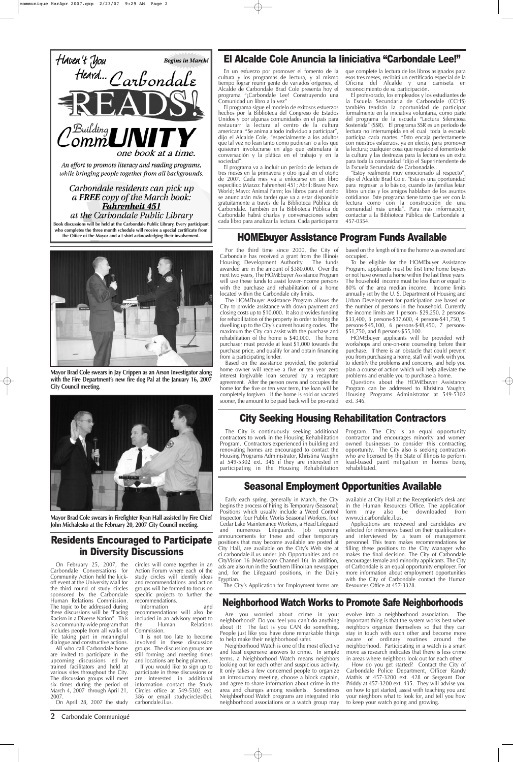Haven't You Heard... Carbondale READS! Building CommUNITY one book at a time.

**Begins in March!**

*An effort to promote literacy and reading programs, while bringing people together from all backgrounds.*

*Carbondale residents can pick up a FREE copy of the March book:* ***Fahrenheit 451*** *at the Carbondale Public Library*

**Book discussions will be held at the Carbondale Public Library. Every participant who completes the three month schedule will receive a special certificate from the Office of the Mayor and a t-shirt acknowledging their involvement.**

**Mayor Brad Cole swears in Jay Crippen as an Arson Investigator along with the Fire Department's new fire dog Pal at the January 16, 2007 City Council meeting.**

**Mayor Brad Cole swears in Firefighter Ryan Hall assisted by Fire Chief John Michalesko at the February 20, 2007 City Council meeting.**

## Residents Encouraged to Participate in Diversity Discussions

On February 25, 2007, the Carbondale Conversations for Community Action held the kick-off event at the University Mall for the third round of study circles sponsored by the Carbondale Human Relations Commission. The topic to be addressed during these discussions will be "Facing Racism in a Diverse Nation". This is a community-wide program that includes people from all walks of life taking part in meaningful dialogue and constructive actions.

All who call Carbondale home are invited to participate in the upcoming discussions led by trained facilitators and held at various sites throughout the City. The discussion groups will meet six times during the period of March 4, 2007 through April 21, 2007.

On April 28, 2007 the study circles will come together in an Action Forum where each of the study circles will identify ideas and recommendations and action groups will be formed to focus on specific projects to further the recommendations.

Information and recommendations will also be included in an advisory report to the Human Relations Commission.

It is not too late to become involved in these discussion groups. The discussion groups are still forming and meeting times and locations are being planned.

If you would like to sign up to participate in these discussions or are interested in additional information contact the Study Circles office at 549-5302 ext. 386 or email studycircles@ci.carbondale.il.us.

## El Alcalde Cole Anuncia la Iiniciativa "Carbondale Lee!"

En un esfuerzo por promover el fomento de la cultura y los programas de lectura, y al mismo tiempo lograr reunir gente de variados orígenes, el Alcalde de Carbondale Brad Cole presenta hoy el programa "¡Carbondale Lee! Construyendo una Comunidad un libro a la vez"

El programa sigue el modelo de exitosos esfuerzos hechos por la Biblioteca del Congreso de Estados Unidos y por algunas comunidades en el país para restaurarr la lectura al centro de la cultura americana. "Se anima a todo individuo a participar", dijo el Alcalde Cole, "especialmente a los adultos que tal vez no lean tanto como pudieran o a los que quisieran involucrarse en algo que estimulara la conversación y la plática en el trabajo y en la sociedad".

El programa va a incluir un período de lectura de tres meses en la primavera y otro igual en el otoño de 2007. Cada mes va a enfocarse en un libro específico (Marzo: Fahrenheit 451; Abril: Brave New World; Mayo: Animal Farm; los libros para el otoño se anunciarán más tarde) que va a estar disponible gratuitamente a través de la Biblioteca Pública de Carbondale. También en la Biblioteca Pública de Carbondale habrá charlas y conversaciones sobre cada libro para analizar la lectura. Cada participante que complete la lectura de los libros asignados para esos tres meses, recibirá un certificado especial de la Oficina del Alcalde y una camiseta en reconocimiento de su participación.

El profesorado, los empleados y los estudiantes de la Escuela Secundaria de Carbondale (CCHS) también tendrán la oportunidad de participar formalmente en la iniciativa voluntaria, como parte del programa de la escuela "Lectura Silenciosa Sostenida" (SSR). El programa SSR es un período de lectura no interrumpida en el cual toda la escuela participa cada martes. "Esto encaja perfectamente con nuestros esfuerzos, ya en efecto, para promover la lectura; cualquier cosa que respalde el fomento de la cultura y las destrezas para la lectura es un extra para toda la comunidad "dijo el Superintendente de la Escuela Secundaria de Carbonadale..

"Estoy realmente muy emocionado al respecto", dijo el Alcalde Brad Cole. "Esta es una oportunidad para regresar a lo básico, cuando las familias leían libros unidas y los amigos hablaban de los asuntos cotidianos. Este programa tiene tanto que ver con la lectura como con la construcción de una comunidad más unida". Para más información, contactar a la Biblioteca Pública de Carbondale al 457-0354.

## HOMEbuyer Assistance Program Funds Available

For the third time since 2000, the City of Carbondale has received a grant from the Illinois Housing Development Authority. The funds awarded are in the amount of $380,000. Over the next two years, The HOMEbuyer Assistance Program will use these funds to assist lower-income persons with the purchase and rehabilitation of a home located within the Carbondale city limits.

The HOMEbuyer Assistance Program allows the City to provide assistance with down payment and closing costs up to $10,000. It also provides funding for rehabilitation of the property in order to bring the dwelling up to the City's current housing codes. The maximum the City can assist with the purchase and rehabilitation of the home is $40,000. The home purchaser must provide at least $1,000 towards the purchase price, and qualify for and obtain financing from a participating lender.

Based on the assistance provided, the potential home owner will receive a five or ten year zero interest forgivable loan secured by a recapture agreement. After the person owns and occupies the home for the five or ten year term, the loan will be completely forgiven. If the home is sold or vacated sooner, the amount to be paid back will be pro-rated based on the length of time the home was owned and occupied.

To be eligible for the HOMEbuyer Assistance Program, applicants must be first time home buyers or not have owned a home within the last three years. The household income must be less than or equal to 80% of the area median income. Income limits annually set by the U. S. Department of Housing and Urban Development for participation are based on the number of persons in the household. Currently the income limits are 1 person- $29,250, 2 persons- $33,400, 3 persons-$37,600, 4 persons-$41,750, 5 persons-$45,100, 6 persons-$48,450, 7 persons- $51,750, and 8 persons-$55,100.

HOMEbuyer applicants will be provided with workshops and one-on-one counseling before their purchase. If there is an obstacle that could prevent you from purchasing a home, staff will work with you to identify the problems and concerns, and help you plan a course of action which will help alleviate the problems and enable you to purchase a home.

Questions about the HOMEbuyer Assistance Program can be addressed to Khristina Vaughn, Housing Programs Administrator at 549-5302 ext. 346.

## City Seeking Housing Rehabilitation Contractors

The City is continuously seeking additional contractors to work in the Housing Rehabilitation Program. Contractors experienced in building and renovating homes are encouraged to contact the Housing Programs Administrator, Khristina Vaughn at 549-5302 ext. 346 if they are interested in participating in the Housing Rehabilitation Program. The City is an equal opportunity contractor and encourages minority and women owned businesses to consider this contracting opportunity. The City also is seeking contractors who are licensed by the State of Illinois to perform lead-based paint mitigation in homes being rehabilitated.

## Seasonal Employment Opportunities Available

Early each spring, generally in March, the City begins the process of hiring its Temporary (Seasonal) Positions which usually include a Weed Control Inspector, four Public Works Seasonal Workers, four Cedar Lake Maintenance Workers, a Head Lifeguard and numerous Lifeguards. Job opening announcements for these and other temporary positions that may become available are posted at City Hall, are available on the City's Web site at ci.carbondale.il.us under Job Opportunities and on CityVision 16 (Mediacom Channel 16). In addition, ads are also run in the Southern Illinoisan newspaper and, for the Lifeguard positions, in the Daily Egyptian.

The City's Application for Employment forms are available at City Hall at the Receptionist's desk and in the Human Resources Office. The application form may also be downloaded from www.ci.carbondale.il.us.

Applications are reviewed and candidates are selected for interviews based on their qualifications and interviewed by a team of management personnel. This team makes recommendations for filling these positions to the City Manager who makes the final decision. The City of Carbondale encourages female and minority applicants. The City of Carbondale is an equal opportunity employer. For more information about employment opportunities with the City of Carbondale contact the Human Resources Office at 457-3328.

## Neighborhood Watch Works to Promote Safe Neighborhoods

Are you worried about crime in your neighborhood? Do you feel you can't do anything about it? The fact is you CAN do something. People just like you have done remarkable things to help make their neighborhood safer.

Neighborhood Watch is one of the most effective and least expensive answers to crime. In simple terms, a Neighborhood Watch means neighbors looking out for each other and suspicious activity. It only takes a few concerned people to organize an introductory meeting, choose a block captain, and agree to share information about crime in the area and changes among residents. Sometimes Neighborhood Watch programs are integrated into neighborhood associations or a watch group may evolve into a neighborhood association. The important thing is that the system works best when neighbors organize themselves so that they can stay in touch with each other and become more aware of ordinary routines around the neighborhood. Participating in a watch is a smart move as research indicates that there is less crime in areas where neighbors look out for each other.

How do you get started? Contact the City of Carbondale Police Department, Officer Randy Mathis at 457-3200 ext. 428 or Sergeant Don Priddy at 457-3200 ext. 435. They will advise you on how to get started, assist with teaching you and your nieghbors what to look for, and tell you how to keep your watch going and growing.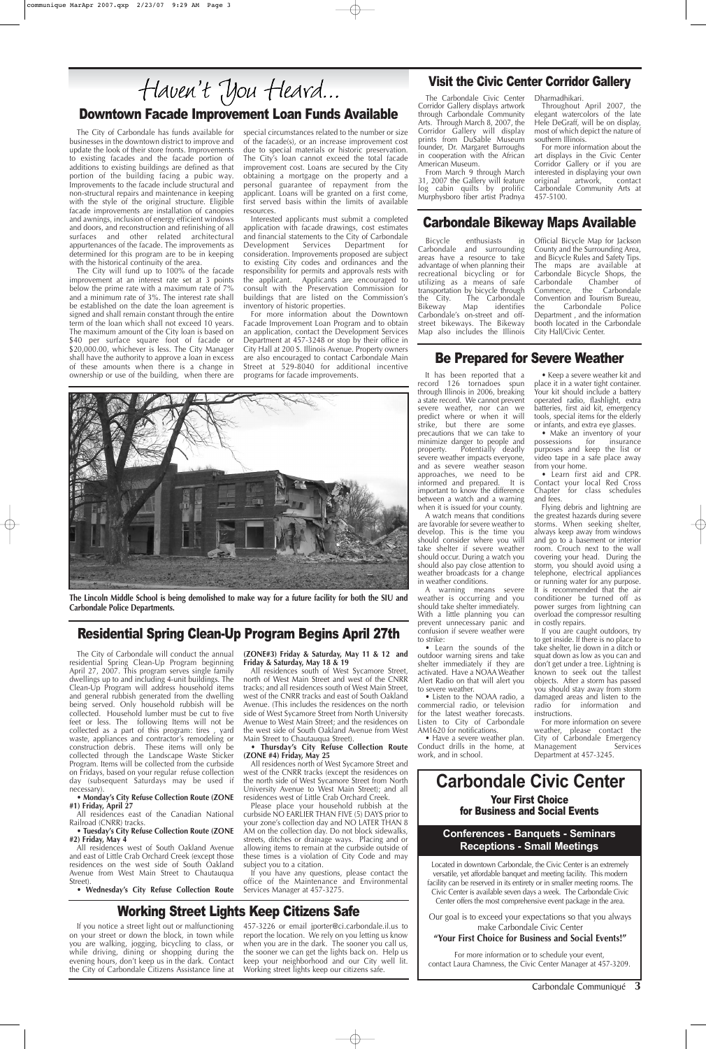# Haven't You Heard...

## Downtown Facade Improvement Loan Funds Available

The City of Carbondale has funds available for businesses in the downtown district to improve and update the look of their store fronts. Improvements to existing facades and the facade portion of additions to existing buildings are defined as that portion of the building facing a pubic way. Improvements to the facade include structural and non-structural repairs and maintenance in keeping with the style of the original structure. Eligible facade improvements are installation of canopies and awnings, inclusion of energy efficient windows and doors, and reconstruction and refinishing of all surfaces and other related architectural appurtenances of the facade. The improvements as determined for this program are to be in keeping with the historical continuity of the area.

The City will fund up to 100% of the facade improvement at an interest rate set at 3 points below the prime rate with a maximum rate of 7% and a minimum rate of 3%. The interest rate shall be established on the date the loan agreement is signed and shall remain constant through the entire term of the loan which shall not exceed 10 years. The maximum amount of the City loan is based on $40 per surface square foot of facade or $20,000.00, whichever is less. The City Manager shall have the authority to approve a loan in excess of these amounts when there is a change in ownership or use of the building, when there are special circumstances related to the number or size of the facade(s), or an increase improvement cost due to special materials or historic preservation. The City's loan cannot exceed the total facade improvement cost. Loans are secured by the City obtaining a mortgage on the property and a personal guarantee of repayment from the applicant. Loans will be granted on a first come, first served basis within the limits of available resources.

Interested applicants must submit a completed application with facade drawings, cost estimates and financial statements to the City of Carbondale Development Services Department for consideration. Improvements proposed are subject to existing City codes and ordinances and the responsibility for permits and approvals rests with the applicant. Applicants are encouraged to consult with the Preservation Commission for buildings that are listed on the Commission's inventory of historic properties.

For more information about the Downtown Facade Improvement Loan Program and to obtain an application, contact the Development Services Department at 457-3248 or stop by their office in City Hall at 200 S. Illinois Avenue. Property owners are also encouraged to contact Carbondale Main Street at 529-8040 for additional incentive programs for facade improvements.

**The Lincoln Middle School is being demolished to make way for a future facility for both the SIU and Carbondale Police Departments.**

## Visit the Civic Center Corridor Gallery

The Carbondale Civic Center Corridor Gallery displays artwork through Carbondale Community Arts. Through March 8, 2007, the Corridor Gallery will display prints from DuSable Museum founder, Dr. Margaret Burroughs in cooperation with the African American Museum.

From March 9 through March 31, 2007 the Gallery will feature log cabin quilts by prolific Murphysboro fiber artist Pradnya Dharmadhikari.

Throughout April 2007, the elegant watercolors of the late Hele DeGraff, will be on display, most of which depict the nature of southern Illinois.

For more information about the art displays in the Civic Center Corridor Gallery or if you are interested in displaying your own original artwork, contact Carbondale Community Arts at 457-5100.

## Carbondale Bikeway Maps Available

Bicycle enthusiasts in Carbondale and surrounding areas have a resource to take advantage of when planning their recreational bicycling or for utilizing as a means of safe transportation by bicycle through the City. The Carbondale Bikeway Map identifies Carbondale's on-street and off-street bikeways. The Bikeway Map also includes the Illinois Official Bicycle Map for Jackson County and the Surrounding Area, and Bicycle Rules and Safety Tips. The maps are available at Carbondale Bicycle Shops, the Carbondale Chamber of Commerce, the Carbondale Convention and Tourism Bureau, the Carbondale Police Department , and the information booth located in the Carbondale City Hall/Civic Center.

## Be Prepared for Severe Weather

It has been reported that a record 126 tornadoes spun through Illinois in 2006, breaking a state record. We cannot prevent severe weather, nor can we predict where or when it will strike, but there are some precautions that we can take to minimize danger to people and property. Potentially deadly severe weather impacts everyone, and as severe weather season approaches, we need to be informed and prepared. It is important to know the difference between a watch and a warning when it is issued for your county.

A watch means that conditions are favorable for severe weather to develop. This is the time you should consider where you will take shelter if severe weather should occur. During a watch you should also pay close attention to weather broadcasts for a change in weather conditions.

A warning means severe weather is occurring and you should take shelter immediately. With a little planning you can prevent unnecessary panic and confusion if severe weather were to strike:

- Learn the sounds of the outdoor warning sirens and take shelter immediately if they are activated. Have a NOAA Weather Alert Radio on that will alert you to severe weather.
- Listen to the NOAA radio, a commercial radio, or television for the latest weather forecasts. Listen to City of Carbondale AM1620 for notifications.
- Have a severe weather plan. Conduct drills in the home, at work, and in school.
- Keep a severe weather kit and place it in a water tight container. Your kit should include a battery operated radio, flashlight, extra batteries, first aid kit, emergency tools, special items for the elderly or infants, and extra eye glasses.
- Make an inventory of your possessions for insurance purposes and keep the list or video tape in a safe place away from your home.
- Learn first aid and CPR. Contact your local Red Cross Chapter for class schedules and fees.

Flying debris and lightning are the greatest hazards during severe storms. When seeking shelter, always keep away from windows and go to a basement or interior room. Crouch next to the wall covering your head. During the storm, you should avoid using a telephone, electrical appliances or running water for any purpose. It is recommended that the air conditioner be turned off as power surges from lightning can overload the compressor resulting in costly repairs.

If you are caught outdoors, try to get inside. If there is no place to take shelter, lie down in a ditch or squat down as low as you can and don't get under a tree. Lightning is known to seek out the tallest objects. After a storm has passed you should stay away from storm damaged areas and listen to the radio for information and instructions.

For more information on severe weather, please contact the City of Carbondale Emergency Management Services Department at 457-3245.

## Residential Spring Clean-Up Program Begins April 27th

The City of Carbondale will conduct the annual residential Spring Clean-Up Program beginning April 27, 2007. This program serves single family dwellings up to and including 4-unit buildings. The Clean-Up Program will address household items and general rubbish generated from the dwelling being served. Only household rubbish will be collected. Household lumber must be cut to five feet or less. The following Items will not be collected as a part of this program: tires , yard waste, appliances and contractor's remodeling or construction debris. These items will only be collected through the Landscape Waste Sticker Program. Items will be collected from the curbside on Fridays, based on your regular refuse collection day (subsequent Saturdays may be used if necessary).

**• Monday's City Refuse Collection Route (ZONE #1) Friday, April 27**

All residences east of the Canadian National Railroad (CNRR) tracks.

**• Tuesday's City Refuse Collection Route (ZONE #2) Friday, May 4**

All residences west of South Oakland Avenue and east of Little Crab Orchard Creek (except those residences on the west side of South Oakland Avenue from West Main Street to Chautauqua Street).

**• Wednesday's City Refuse Collection Route (ZONE#3) Friday & Saturday, May 11 & 12 and Friday & Saturday, May 18 & 19**

All residences south of West Sycamore Street, north of West Main Street and west of the CNRR tracks; and all residences south of West Main Street, west of the CNRR tracks and east of South Oakland Avenue. (This includes the residences on the north side of West Sycamore Street from North University Avenue to West Main Street; and the residences on the west side of South Oakland Avenue from West Main Street to Chautauqua Street).

**• Thursday's City Refuse Collection Route (ZONE #4) Friday, May 25**

All residences north of West Sycamore Street and west of the CNRR tracks (except the residences on the north side of West Sycamore Street from North University Avenue to West Main Street); and all residences west of Little Crab Orchard Creek.

Please place your household rubbish at the curbside NO EARLIER THAN FIVE (5) DAYS prior to your zone's collection day and NO LATER THAN 8 AM on the collection day. Do not block sidewalks, streets, ditches or drainage ways. Placing and or allowing items to remain at the curbside outside of these times is a violation of City Code and may subject you to a citation.

If you have any questions, please contact the office of the Maintenance and Environmental Services Manager at 457-3275.

## Working Street Lights Keep Citizens Safe

If you notice a street light out or malfunctioning on your street or down the block, in town while you are walking, jogging, bicycling to class, or while driving, dining or shopping during the evening hours, don't keep us in the dark. Contact the City of Carbondale Citizens Assistance line at 457-3226 or email jporter@ci.carbondale.il.us to report the location. We rely on you letting us know when you are in the dark. The sooner you call us, the sooner we can get the lights back on. Help us keep your neighborhood and our City well lit. Working street lights keep our citizens safe.

# Carbondale Civic Center

**Your First Choice for Business and Social Events**

**Conferences - Banquets - Seminars Receptions - Small Meetings**

Located in downtown Carbondale, the Civic Center is an extremely versatile, yet affordable banquet and meeting facility. This modern facility can be reserved in its entirety or in smaller meeting rooms. The Civic Center is available seven days a week. The Carbondale Civic Center offers the most comprehensive event package in the area.

Our goal is to exceed your expectations so that you always make Carbondale Civic Center

**"Your First Choice for Business and Social Events!"**

For more information or to schedule your event, contact Laura Chamness, the Civic Center Manager at 457-3209.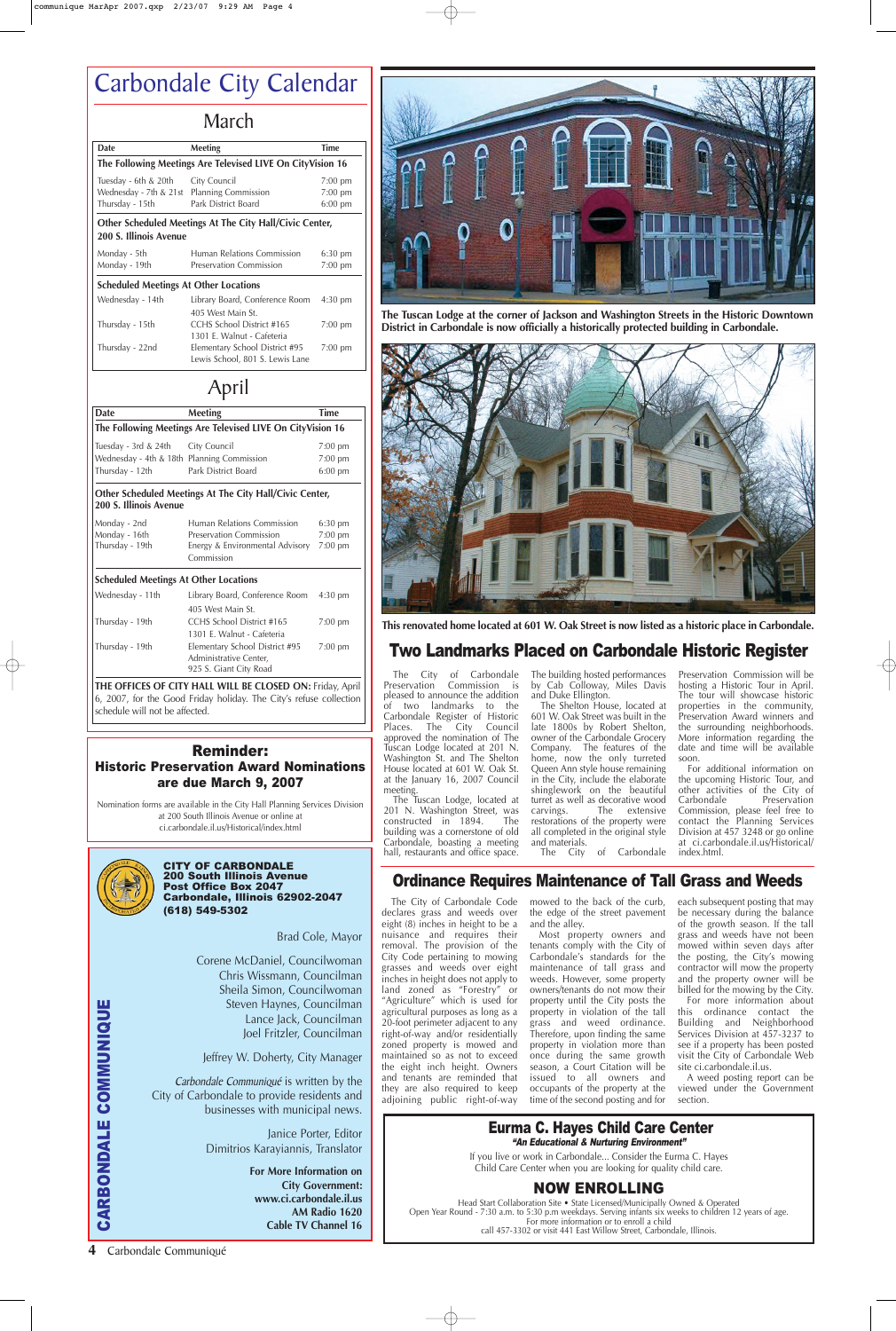# Carbondale City Calendar

## March

| Date | Meeting | Time |
|---|---|---|
| **The Following Meetings Are Televised LIVE On CityVision 16** | | |
| Tuesday - 6th & 20th | City Council | 7:00 pm |
| Wednesday - 7th & 21st | Planning Commission | 7:00 pm |
| Thursday - 15th | Park District Board | 6:00 pm |
| **Other Scheduled Meetings At The City Hall/Civic Center, 200 S. Illinois Avenue** | | |
| Monday - 5th | Human Relations Commission | 6:30 pm |
| Monday - 19th | Preservation Commission | 7:00 pm |
| **Scheduled Meetings At Other Locations** | | |
| Wednesday - 14th | Library Board, Conference Room 405 West Main St. | 4:30 pm |
| Thursday - 15th | CCHS School District #165 1301 E. Walnut - Cafeteria | 7:00 pm |
| Thursday - 22nd | Elementary School District #95 Lewis School, 801 S. Lewis Lane | 7:00 pm |

## April

| Date | Meeting | Time |
|---|---|---|
| **The Following Meetings Are Televised LIVE On CityVision 16** | | |
| Tuesday - 3rd & 24th | City Council | 7:00 pm |
| Wednesday - 4th & 18th | Planning Commission | 7:00 pm |
| Thursday - 12th | Park District Board | 6:00 pm |
| **Other Scheduled Meetings At The City Hall/Civic Center, 200 S. Illinois Avenue** | | |
| Monday - 2nd | Human Relations Commission | 6:30 pm |
| Monday - 16th | Preservation Commission | 7:00 pm |
| Thursday - 19th | Energy & Environmental Advisory Commission | 7:00 pm |
| **Scheduled Meetings At Other Locations** | | |
| Wednesday - 11th | Library Board, Conference Room 405 West Main St. | 4:30 pm |
| Thursday - 19th | CCHS School District #165 1301 E. Walnut - Cafeteria | 7:00 pm |
| Thursday - 19th | Elementary School District #95 Administrative Center, 925 S. Giant City Road | 7:00 pm |

**THE OFFICES OF CITY HALL WILL BE CLOSED ON:** Friday, April 6, 2007, for the Good Friday holiday. The City's refuse collection schedule will not be affected.

## Reminder: Historic Preservation Award Nominations are due March 9, 2007

Nomination forms are available in the City Hall Planning Services Division at 200 South Illinois Avenue or online at ci.carbondale.il.us/Historical/index.html

**CITY OF CARBONDALE**
**200 South Illinois Avenue**
**Post Office Box 2047**
**Carbondale, Illinois 62902-2047**
**(618) 549-5302**

Brad Cole, Mayor

Corene McDaniel, Councilwoman
Chris Wissmann, Councilman
Sheila Simon, Councilwoman
Steven Haynes, Councilman
Lance Jack, Councilman
Joel Fritzler, Councilman

Jeffrey W. Doherty, City Manager

*Carbondale Communiqué* is written by the City of Carbondale to provide residents and businesses with municipal news.

Janice Porter, Editor
Dimitrios Karayiannis, Translator

**For More Information on City Government:**
**www.ci.carbondale.il.us**
**AM Radio 1620**
**Cable TV Channel 16**

**CARBONDALE COMMUNIQUE**

The Tuscan Lodge at the corner of Jackson and Washington Streets in the Historic Downtown District in Carbondale is now officially a historically protected building in Carbondale.

This renovated home located at 601 W. Oak Street is now listed as a historic place in Carbondale.

## Two Landmarks Placed on Carbondale Historic Register

The City of Carbondale Preservation Commission is pleased to announce the addition of two landmarks to the Carbondale Register of Historic Places. The City Council approved the nomination of The Tuscan Lodge located at 201 N. Washington St. and The Shelton House located at 601 W. Oak St. at the January 16, 2007 Council meeting.

The Tuscan Lodge, located at 201 N. Washington Street, was constructed in 1894. The building was a cornerstone of old Carbondale, boasting a meeting hall, restaurants and office space. The building hosted performances by Cab Colloway, Miles Davis and Duke Ellington.

The Shelton House, located at 601 W. Oak Street was built in the late 1800s by Robert Shelton, owner of the Carbondale Grocery Company. The features of the home, now the only turreted Queen Ann style house remaining in the City, include the elaborate shinglework on the beautiful turret as well as decorative wood carvings. The extensive restorations of the property were all completed in the original style and materials.

The City of Carbondale Preservation Commission will be hosting a Historic Tour in April. The tour will showcase historic properties in the community, Preservation Award winners and the surrounding neighborhoods. More information regarding the date and time will be available soon.

For additional information on the upcoming Historic Tour, and other activities of the City of Carbondale Preservation Commission, please feel free to contact the Planning Services Division at 457 3248 or go online at ci.carbondale.il.us/Historical/index.html.

## Ordinance Requires Maintenance of Tall Grass and Weeds

The City of Carbondale Code declares grass and weeds over eight (8) inches in height to be a nuisance and requires their removal. The provision of the City Code pertaining to mowing grasses and weeds over eight inches in height does not apply to land zoned as "Forestry" or "Agriculture" which is used for agricultural purposes as long as a 20-foot perimeter adjacent to any right-of-way and/or residentially zoned property is mowed and maintained so as not to exceed the eight inch height. Owners and tenants are reminded that they are also required to keep adjoining public right-of-way mowed to the back of the curb, the edge of the street pavement and the alley.

Most property owners and tenants comply with the City of Carbondale's standards for the maintenance of tall grass and weeds. However, some property owners/tenants do not mow their property until the City posts the property in violation of the tall grass and weed ordinance. Therefore, upon finding the same property in violation more than once during the same growth season, a Court Citation will be issued to all owners and occupants of the property at the time of the second posting and for each subsequent posting that may be necessary during the balance of the growth season. If the tall grass and weeds have not been mowed within seven days after the posting, the City's mowing contractor will mow the property and the property owner will be billed for the mowing by the City.

For more information about this ordinance contact the Building and Neighborhood Services Division at 457-3237 to see if a property has been posted visit the City of Carbondale Web site ci.carbondale.il.us.

A weed posting report can be viewed under the Government section.

## Eurma C. Hayes Child Care Center

***"An Educational & Nurturing Environment"***

If you live or work in Carbondale... Consider the Eurma C. Hayes Child Care Center when you are looking for quality child care.

## NOW ENROLLING

Head Start Collaboration Site • State Licensed/Municipally Owned & Operated
Open Year Round - 7:30 a.m. to 5:30 p.m weekdays. Serving infants six weeks to children 12 years of age.
For more information or to enroll a child
call 457-3302 or visit 441 East Willow Street, Carbondale, Illinois.